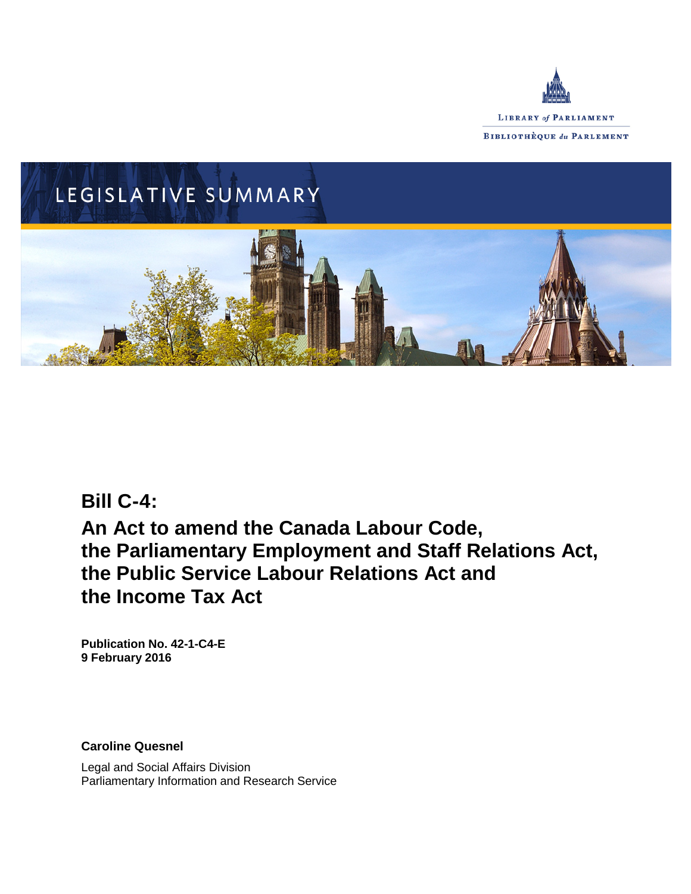LIBRARY of PARLIAMENT

BIBLIOTHÈQUE du PARLEMENT

LEGISLATIVE SUMMARY

# Bill C-4: An Act to amend the Canada Labour Code, the Parliamentary Employment and Staff Relations Act, the Public Service Labour Relations Act and the Income Tax Act

**Publication No. 42-1-C4-E**
**9 February 2016**

**Caroline Quesnel**

Legal and Social Affairs Division
Parliamentary Information and Research Service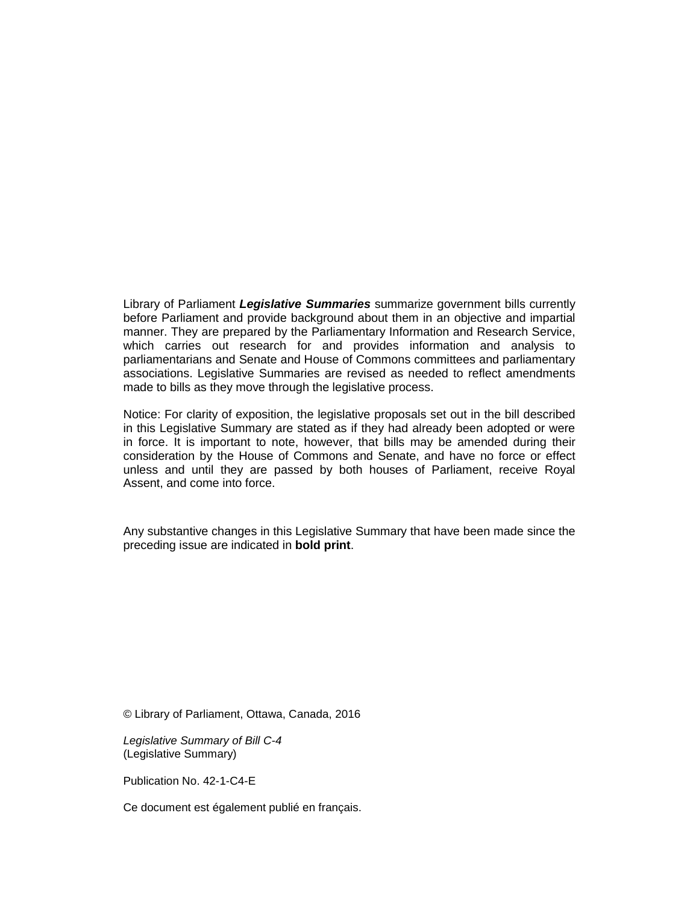Library of Parliament ***Legislative Summaries*** summarize government bills currently before Parliament and provide background about them in an objective and impartial manner. They are prepared by the Parliamentary Information and Research Service, which carries out research for and provides information and analysis to parliamentarians and Senate and House of Commons committees and parliamentary associations. Legislative Summaries are revised as needed to reflect amendments made to bills as they move through the legislative process.

Notice: For clarity of exposition, the legislative proposals set out in the bill described in this Legislative Summary are stated as if they had already been adopted or were in force. It is important to note, however, that bills may be amended during their consideration by the House of Commons and Senate, and have no force or effect unless and until they are passed by both houses of Parliament, receive Royal Assent, and come into force.

Any substantive changes in this Legislative Summary that have been made since the preceding issue are indicated in **bold print**.

© Library of Parliament, Ottawa, Canada, 2016

*Legislative Summary of Bill C-4*
(Legislative Summary)

Publication No. 42-1-C4-E

Ce document est également publié en français.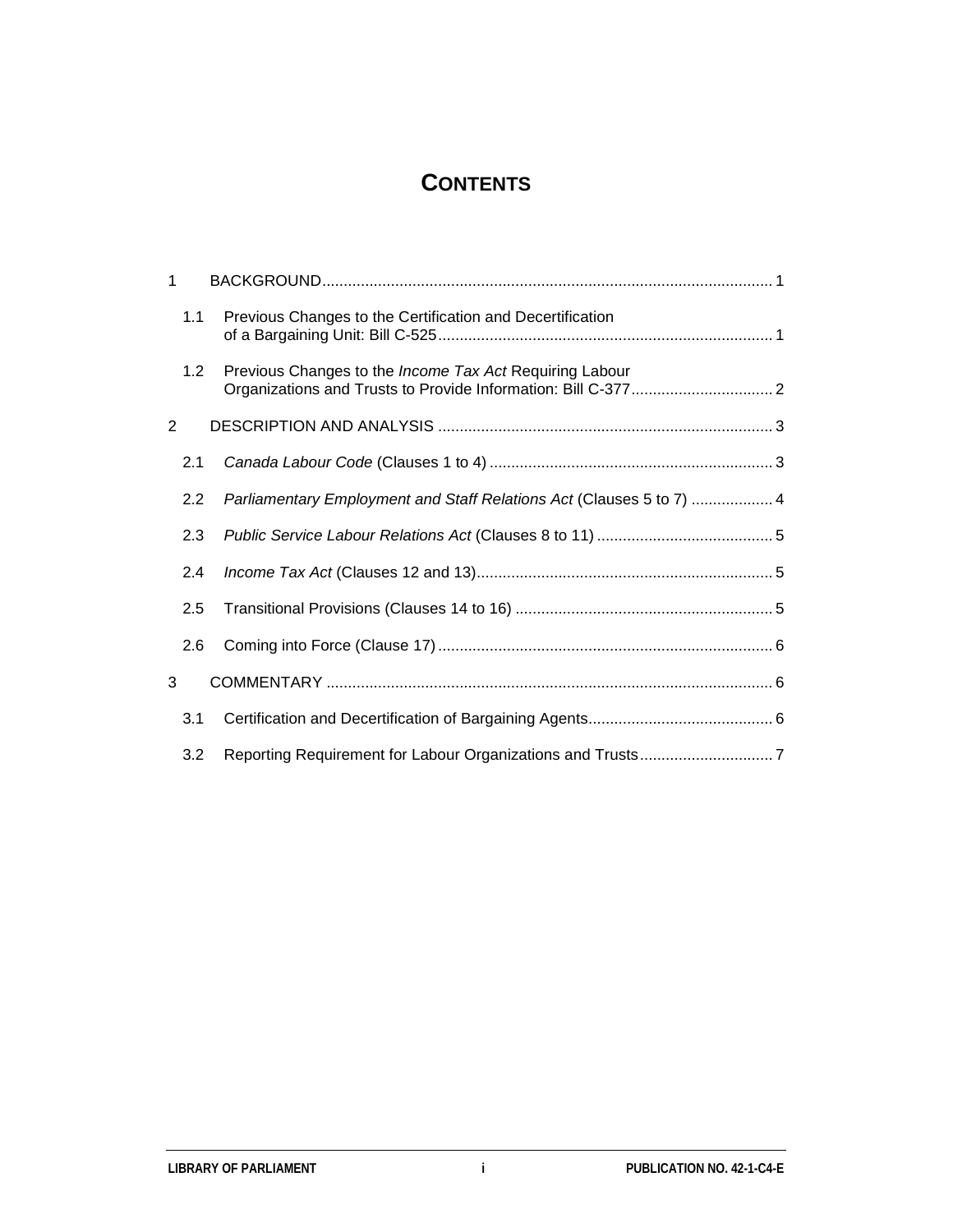# CONTENTS

1 BACKGROUND ... 1

- 1.1 Previous Changes to the Certification and Decertification of a Bargaining Unit: Bill C-525 ... 1
- 1.2 Previous Changes to the *Income Tax Act* Requiring Labour Organizations and Trusts to Provide Information: Bill C-377 ... 2

2 DESCRIPTION AND ANALYSIS ... 3

- 2.1 *Canada Labour Code* (Clauses 1 to 4) ... 3
- 2.2 *Parliamentary Employment and Staff Relations Act* (Clauses 5 to 7) ... 4
- 2.3 *Public Service Labour Relations Act* (Clauses 8 to 11) ... 5
- 2.4 *Income Tax Act* (Clauses 12 and 13) ... 5
- 2.5 Transitional Provisions (Clauses 14 to 16) ... 5
- 2.6 Coming into Force (Clause 17) ... 6

3 COMMENTARY ... 6

- 3.1 Certification and Decertification of Bargaining Agents ... 6
- 3.2 Reporting Requirement for Labour Organizations and Trusts ... 7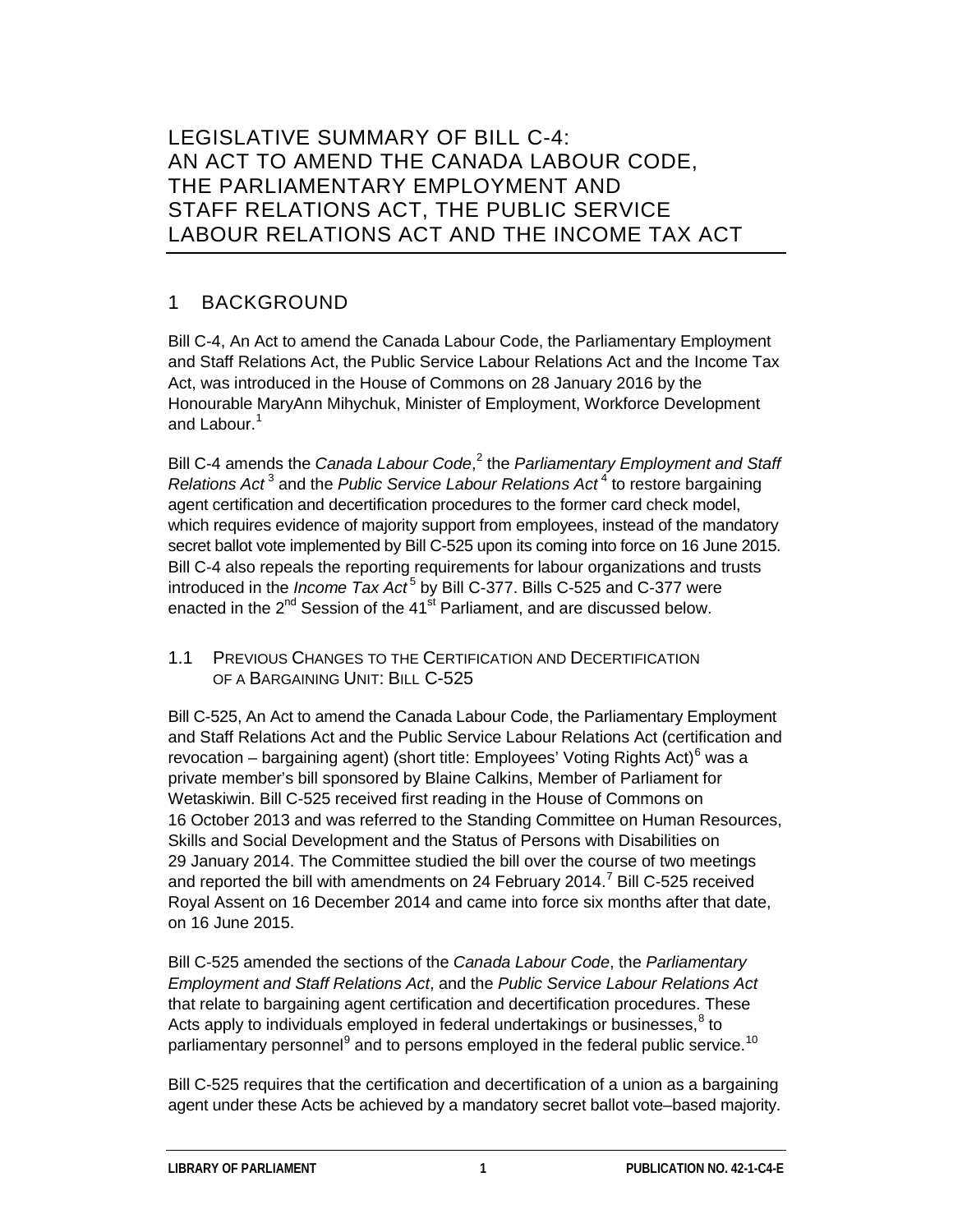# LEGISLATIVE SUMMARY OF BILL C-4: AN ACT TO AMEND THE CANADA LABOUR CODE, THE PARLIAMENTARY EMPLOYMENT AND STAFF RELATIONS ACT, THE PUBLIC SERVICE LABOUR RELATIONS ACT AND THE INCOME TAX ACT

## 1 BACKGROUND

Bill C-4, An Act to amend the Canada Labour Code, the Parliamentary Employment and Staff Relations Act, the Public Service Labour Relations Act and the Income Tax Act, was introduced in the House of Commons on 28 January 2016 by the Honourable MaryAnn Mihychuk, Minister of Employment, Workforce Development and Labour.[1]

Bill C-4 amends the *Canada Labour Code*,[2] the *Parliamentary Employment and Staff Relations Act*[3] and the *Public Service Labour Relations Act*[4] to restore bargaining agent certification and decertification procedures to the former card check model, which requires evidence of majority support from employees, instead of the mandatory secret ballot vote implemented by Bill C-525 upon its coming into force on 16 June 2015. Bill C-4 also repeals the reporting requirements for labour organizations and trusts introduced in the *Income Tax Act*[5] by Bill C-377. Bills C-525 and C-377 were enacted in the 2nd Session of the 41st Parliament, and are discussed below.

### 1.1 PREVIOUS CHANGES TO THE CERTIFICATION AND DECERTIFICATION OF A BARGAINING UNIT: BILL C-525

Bill C-525, An Act to amend the Canada Labour Code, the Parliamentary Employment and Staff Relations Act and the Public Service Labour Relations Act (certification and revocation – bargaining agent) (short title: Employees' Voting Rights Act)[6] was a private member's bill sponsored by Blaine Calkins, Member of Parliament for Wetaskiwin. Bill C-525 received first reading in the House of Commons on 16 October 2013 and was referred to the Standing Committee on Human Resources, Skills and Social Development and the Status of Persons with Disabilities on 29 January 2014. The Committee studied the bill over the course of two meetings and reported the bill with amendments on 24 February 2014.[7] Bill C-525 received Royal Assent on 16 December 2014 and came into force six months after that date, on 16 June 2015.

Bill C-525 amended the sections of the *Canada Labour Code*, the *Parliamentary Employment and Staff Relations Act*, and the *Public Service Labour Relations Act* that relate to bargaining agent certification and decertification procedures. These Acts apply to individuals employed in federal undertakings or businesses,[8] to parliamentary personnel[9] and to persons employed in the federal public service.[10]

Bill C-525 requires that the certification and decertification of a union as a bargaining agent under these Acts be achieved by a mandatory secret ballot vote–based majority.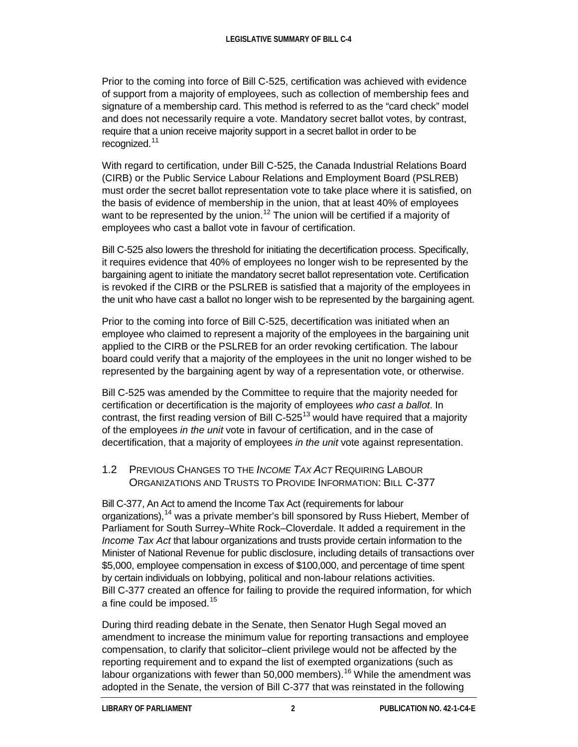Prior to the coming into force of Bill C-525, certification was achieved with evidence of support from a majority of employees, such as collection of membership fees and signature of a membership card. This method is referred to as the "card check" model and does not necessarily require a vote. Mandatory secret ballot votes, by contrast, require that a union receive majority support in a secret ballot in order to be recognized.[11]

With regard to certification, under Bill C-525, the Canada Industrial Relations Board (CIRB) or the Public Service Labour Relations and Employment Board (PSLREB) must order the secret ballot representation vote to take place where it is satisfied, on the basis of evidence of membership in the union, that at least 40% of employees want to be represented by the union.[12] The union will be certified if a majority of employees who cast a ballot vote in favour of certification.

Bill C-525 also lowers the threshold for initiating the decertification process. Specifically, it requires evidence that 40% of employees no longer wish to be represented by the bargaining agent to initiate the mandatory secret ballot representation vote. Certification is revoked if the CIRB or the PSLREB is satisfied that a majority of the employees in the unit who have cast a ballot no longer wish to be represented by the bargaining agent.

Prior to the coming into force of Bill C-525, decertification was initiated when an employee who claimed to represent a majority of the employees in the bargaining unit applied to the CIRB or the PSLREB for an order revoking certification. The labour board could verify that a majority of the employees in the unit no longer wished to be represented by the bargaining agent by way of a representation vote, or otherwise.

Bill C-525 was amended by the Committee to require that the majority needed for certification or decertification is the majority of employees *who cast a ballot*. In contrast, the first reading version of Bill C-525[13] would have required that a majority of the employees *in the unit* vote in favour of certification, and in the case of decertification, that a majority of employees *in the unit* vote against representation.

### 1.2 Previous Changes to the *Income Tax Act* Requiring Labour Organizations and Trusts to Provide Information: Bill C-377

Bill C-377, An Act to amend the Income Tax Act (requirements for labour organizations),[14] was a private member's bill sponsored by Russ Hiebert, Member of Parliament for South Surrey–White Rock–Cloverdale. It added a requirement in the *Income Tax Act* that labour organizations and trusts provide certain information to the Minister of National Revenue for public disclosure, including details of transactions over $5,000, employee compensation in excess of $100,000, and percentage of time spent by certain individuals on lobbying, political and non-labour relations activities. Bill C-377 created an offence for failing to provide the required information, for which a fine could be imposed.[15]

During third reading debate in the Senate, then Senator Hugh Segal moved an amendment to increase the minimum value for reporting transactions and employee compensation, to clarify that solicitor–client privilege would not be affected by the reporting requirement and to expand the list of exempted organizations (such as labour organizations with fewer than 50,000 members).[16] While the amendment was adopted in the Senate, the version of Bill C-377 that was reinstated in the following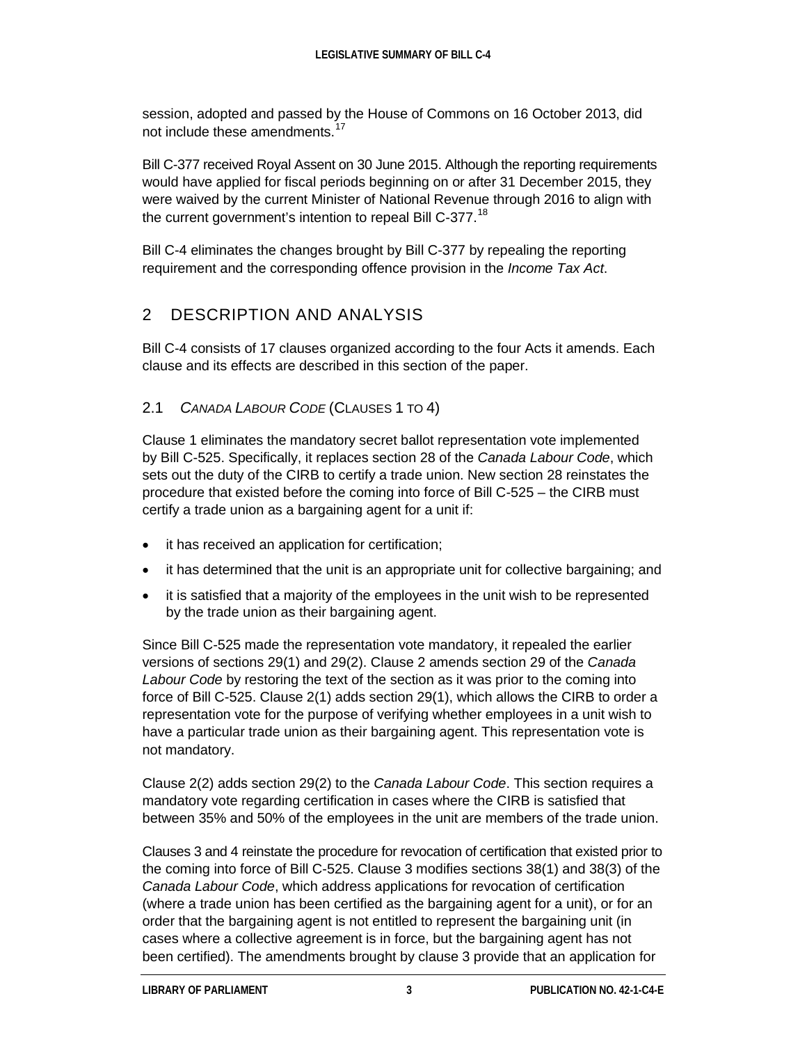session, adopted and passed by the House of Commons on 16 October 2013, did not include these amendments.[17]

Bill C-377 received Royal Assent on 30 June 2015. Although the reporting requirements would have applied for fiscal periods beginning on or after 31 December 2015, they were waived by the current Minister of National Revenue through 2016 to align with the current government's intention to repeal Bill C-377.[18]

Bill C-4 eliminates the changes brought by Bill C-377 by repealing the reporting requirement and the corresponding offence provision in the *Income Tax Act*.

## 2 DESCRIPTION AND ANALYSIS

Bill C-4 consists of 17 clauses organized according to the four Acts it amends. Each clause and its effects are described in this section of the paper.

### 2.1 *CANADA LABOUR CODE* (CLAUSES 1 TO 4)

Clause 1 eliminates the mandatory secret ballot representation vote implemented by Bill C-525. Specifically, it replaces section 28 of the *Canada Labour Code*, which sets out the duty of the CIRB to certify a trade union. New section 28 reinstates the procedure that existed before the coming into force of Bill C-525 – the CIRB must certify a trade union as a bargaining agent for a unit if:

- it has received an application for certification;
- it has determined that the unit is an appropriate unit for collective bargaining; and
- it is satisfied that a majority of the employees in the unit wish to be represented by the trade union as their bargaining agent.

Since Bill C-525 made the representation vote mandatory, it repealed the earlier versions of sections 29(1) and 29(2). Clause 2 amends section 29 of the *Canada Labour Code* by restoring the text of the section as it was prior to the coming into force of Bill C-525. Clause 2(1) adds section 29(1), which allows the CIRB to order a representation vote for the purpose of verifying whether employees in a unit wish to have a particular trade union as their bargaining agent. This representation vote is not mandatory.

Clause 2(2) adds section 29(2) to the *Canada Labour Code*. This section requires a mandatory vote regarding certification in cases where the CIRB is satisfied that between 35% and 50% of the employees in the unit are members of the trade union.

Clauses 3 and 4 reinstate the procedure for revocation of certification that existed prior to the coming into force of Bill C-525. Clause 3 modifies sections 38(1) and 38(3) of the *Canada Labour Code*, which address applications for revocation of certification (where a trade union has been certified as the bargaining agent for a unit), or for an order that the bargaining agent is not entitled to represent the bargaining unit (in cases where a collective agreement is in force, but the bargaining agent has not been certified). The amendments brought by clause 3 provide that an application for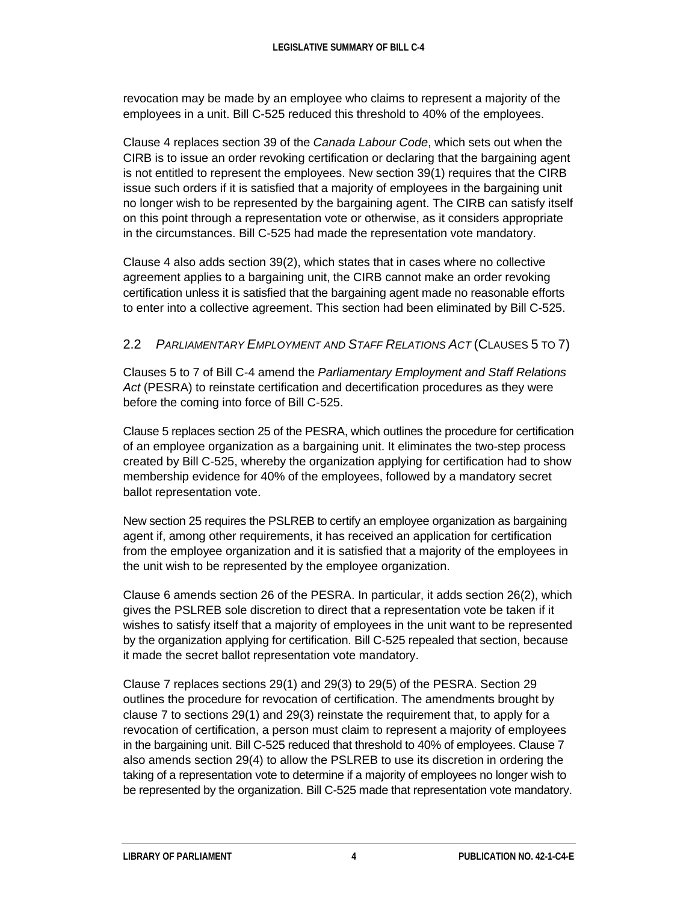revocation may be made by an employee who claims to represent a majority of the employees in a unit. Bill C-525 reduced this threshold to 40% of the employees.

Clause 4 replaces section 39 of the *Canada Labour Code*, which sets out when the CIRB is to issue an order revoking certification or declaring that the bargaining agent is not entitled to represent the employees. New section 39(1) requires that the CIRB issue such orders if it is satisfied that a majority of employees in the bargaining unit no longer wish to be represented by the bargaining agent. The CIRB can satisfy itself on this point through a representation vote or otherwise, as it considers appropriate in the circumstances. Bill C-525 had made the representation vote mandatory.

Clause 4 also adds section 39(2), which states that in cases where no collective agreement applies to a bargaining unit, the CIRB cannot make an order revoking certification unless it is satisfied that the bargaining agent made no reasonable efforts to enter into a collective agreement. This section had been eliminated by Bill C-525.

### 2.2 *Parliamentary Employment and Staff Relations Act* (Clauses 5 to 7)

Clauses 5 to 7 of Bill C-4 amend the *Parliamentary Employment and Staff Relations Act* (PESRA) to reinstate certification and decertification procedures as they were before the coming into force of Bill C-525.

Clause 5 replaces section 25 of the PESRA, which outlines the procedure for certification of an employee organization as a bargaining unit. It eliminates the two-step process created by Bill C-525, whereby the organization applying for certification had to show membership evidence for 40% of the employees, followed by a mandatory secret ballot representation vote.

New section 25 requires the PSLREB to certify an employee organization as bargaining agent if, among other requirements, it has received an application for certification from the employee organization and it is satisfied that a majority of the employees in the unit wish to be represented by the employee organization.

Clause 6 amends section 26 of the PESRA. In particular, it adds section 26(2), which gives the PSLREB sole discretion to direct that a representation vote be taken if it wishes to satisfy itself that a majority of employees in the unit want to be represented by the organization applying for certification. Bill C-525 repealed that section, because it made the secret ballot representation vote mandatory.

Clause 7 replaces sections 29(1) and 29(3) to 29(5) of the PESRA. Section 29 outlines the procedure for revocation of certification. The amendments brought by clause 7 to sections 29(1) and 29(3) reinstate the requirement that, to apply for a revocation of certification, a person must claim to represent a majority of employees in the bargaining unit. Bill C-525 reduced that threshold to 40% of employees. Clause 7 also amends section 29(4) to allow the PSLREB to use its discretion in ordering the taking of a representation vote to determine if a majority of employees no longer wish to be represented by the organization. Bill C-525 made that representation vote mandatory.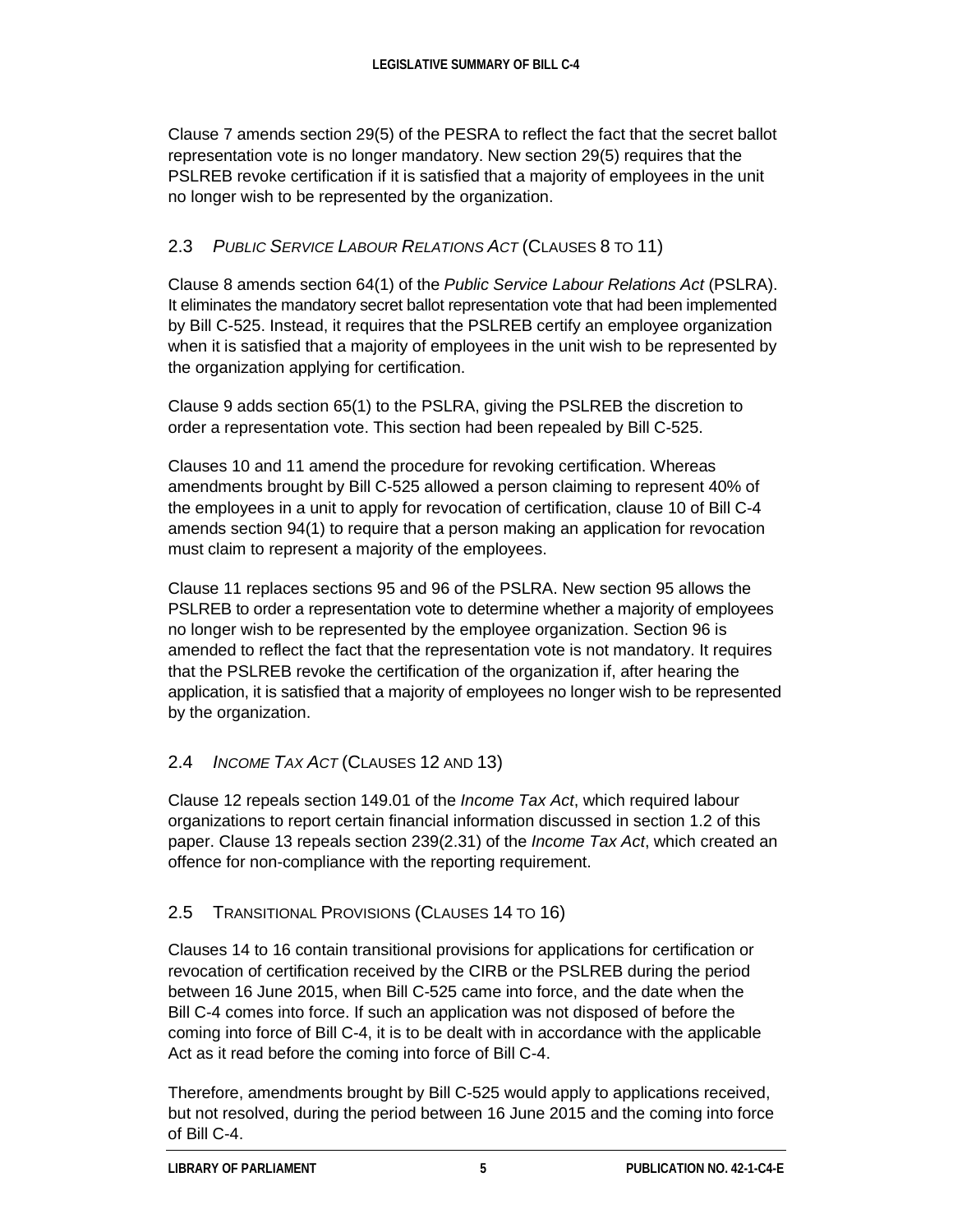Clause 7 amends section 29(5) of the PESRA to reflect the fact that the secret ballot representation vote is no longer mandatory. New section 29(5) requires that the PSLREB revoke certification if it is satisfied that a majority of employees in the unit no longer wish to be represented by the organization.

### 2.3 *Public Service Labour Relations Act* (Clauses 8 to 11)

Clause 8 amends section 64(1) of the *Public Service Labour Relations Act* (PSLRA). It eliminates the mandatory secret ballot representation vote that had been implemented by Bill C-525. Instead, it requires that the PSLREB certify an employee organization when it is satisfied that a majority of employees in the unit wish to be represented by the organization applying for certification.

Clause 9 adds section 65(1) to the PSLRA, giving the PSLREB the discretion to order a representation vote. This section had been repealed by Bill C-525.

Clauses 10 and 11 amend the procedure for revoking certification. Whereas amendments brought by Bill C-525 allowed a person claiming to represent 40% of the employees in a unit to apply for revocation of certification, clause 10 of Bill C-4 amends section 94(1) to require that a person making an application for revocation must claim to represent a majority of the employees.

Clause 11 replaces sections 95 and 96 of the PSLRA. New section 95 allows the PSLREB to order a representation vote to determine whether a majority of employees no longer wish to be represented by the employee organization. Section 96 is amended to reflect the fact that the representation vote is not mandatory. It requires that the PSLREB revoke the certification of the organization if, after hearing the application, it is satisfied that a majority of employees no longer wish to be represented by the organization.

### 2.4 *Income Tax Act* (Clauses 12 and 13)

Clause 12 repeals section 149.01 of the *Income Tax Act*, which required labour organizations to report certain financial information discussed in section 1.2 of this paper. Clause 13 repeals section 239(2.31) of the *Income Tax Act*, which created an offence for non-compliance with the reporting requirement.

### 2.5 Transitional Provisions (Clauses 14 to 16)

Clauses 14 to 16 contain transitional provisions for applications for certification or revocation of certification received by the CIRB or the PSLREB during the period between 16 June 2015, when Bill C-525 came into force, and the date when the Bill C-4 comes into force. If such an application was not disposed of before the coming into force of Bill C-4, it is to be dealt with in accordance with the applicable Act as it read before the coming into force of Bill C-4.

Therefore, amendments brought by Bill C-525 would apply to applications received, but not resolved, during the period between 16 June 2015 and the coming into force of Bill C-4.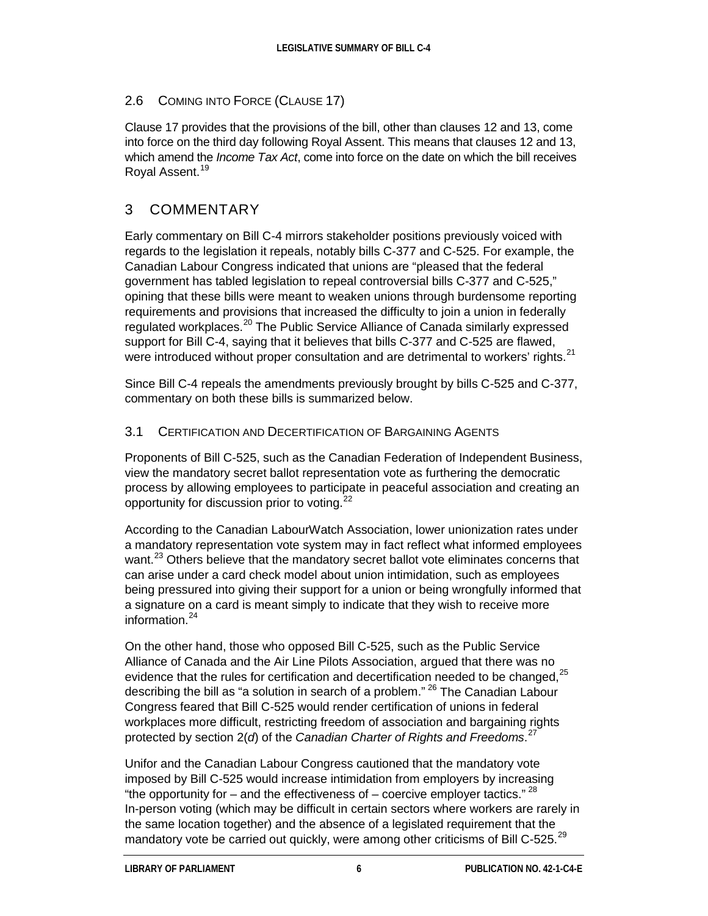### 2.6 Coming into Force (Clause 17)

Clause 17 provides that the provisions of the bill, other than clauses 12 and 13, come into force on the third day following Royal Assent. This means that clauses 12 and 13, which amend the *Income Tax Act*, come into force on the date on which the bill receives Royal Assent.[19]

## 3 COMMENTARY

Early commentary on Bill C-4 mirrors stakeholder positions previously voiced with regards to the legislation it repeals, notably bills C-377 and C-525. For example, the Canadian Labour Congress indicated that unions are "pleased that the federal government has tabled legislation to repeal controversial bills C-377 and C-525," opining that these bills were meant to weaken unions through burdensome reporting requirements and provisions that increased the difficulty to join a union in federally regulated workplaces.[20] The Public Service Alliance of Canada similarly expressed support for Bill C-4, saying that it believes that bills C-377 and C-525 are flawed, were introduced without proper consultation and are detrimental to workers' rights.[21]

Since Bill C-4 repeals the amendments previously brought by bills C-525 and C-377, commentary on both these bills is summarized below.

### 3.1 Certification and Decertification of Bargaining Agents

Proponents of Bill C-525, such as the Canadian Federation of Independent Business, view the mandatory secret ballot representation vote as furthering the democratic process by allowing employees to participate in peaceful association and creating an opportunity for discussion prior to voting.[22]

According to the Canadian LabourWatch Association, lower unionization rates under a mandatory representation vote system may in fact reflect what informed employees want.[23] Others believe that the mandatory secret ballot vote eliminates concerns that can arise under a card check model about union intimidation, such as employees being pressured into giving their support for a union or being wrongfully informed that a signature on a card is meant simply to indicate that they wish to receive more information.[24]

On the other hand, those who opposed Bill C-525, such as the Public Service Alliance of Canada and the Air Line Pilots Association, argued that there was no evidence that the rules for certification and decertification needed to be changed,[25] describing the bill as "a solution in search of a problem." [26] The Canadian Labour Congress feared that Bill C-525 would render certification of unions in federal workplaces more difficult, restricting freedom of association and bargaining rights protected by section 2(*d*) of the *Canadian Charter of Rights and Freedoms*.[27]

Unifor and the Canadian Labour Congress cautioned that the mandatory vote imposed by Bill C-525 would increase intimidation from employers by increasing "the opportunity for – and the effectiveness of – coercive employer tactics." [28] In-person voting (which may be difficult in certain sectors where workers are rarely in the same location together) and the absence of a legislated requirement that the mandatory vote be carried out quickly, were among other criticisms of Bill C-525.[29]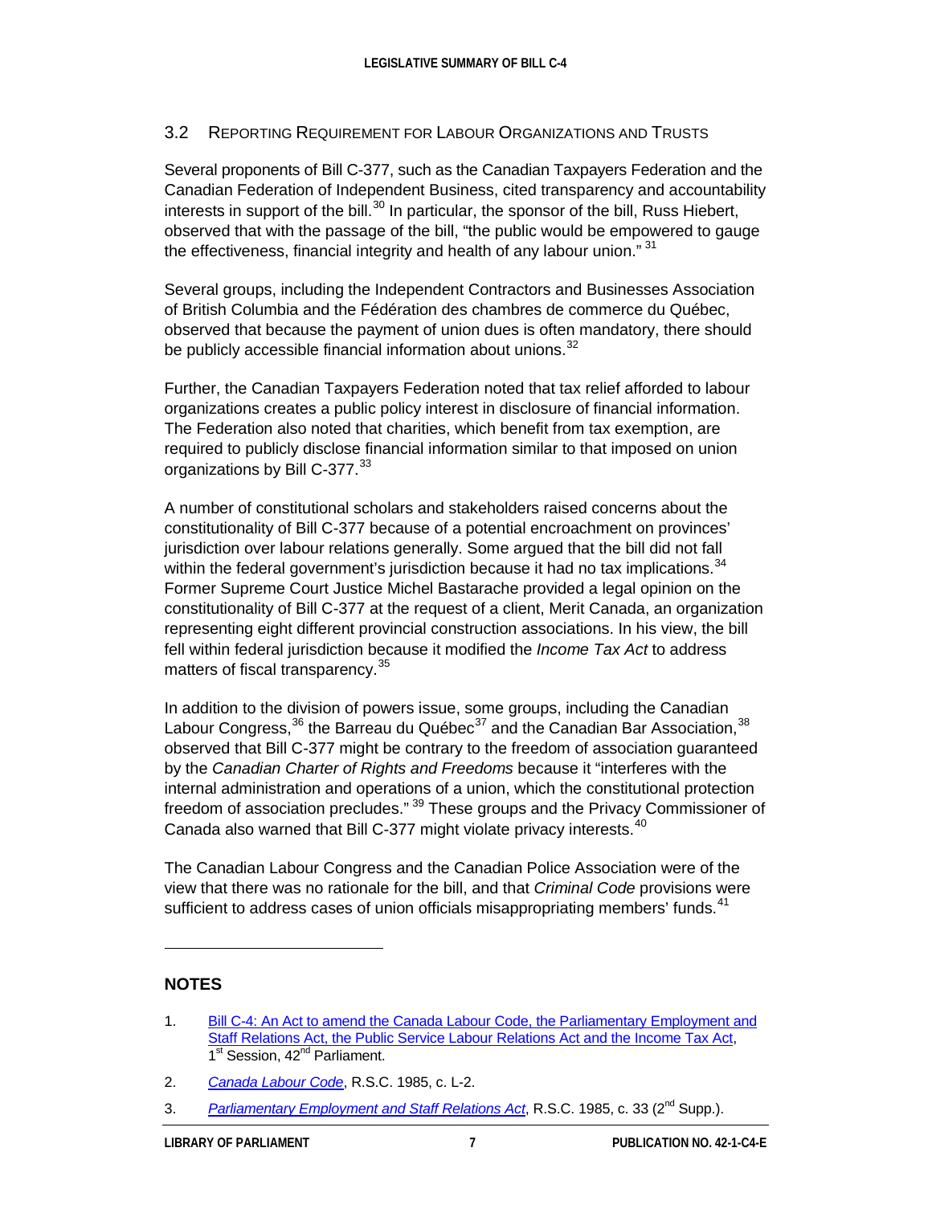## 3.2 Reporting Requirement for Labour Organizations and Trusts

Several proponents of Bill C-377, such as the Canadian Taxpayers Federation and the Canadian Federation of Independent Business, cited transparency and accountability interests in support of the bill.[30] In particular, the sponsor of the bill, Russ Hiebert, observed that with the passage of the bill, "the public would be empowered to gauge the effectiveness, financial integrity and health of any labour union." [31]

Several groups, including the Independent Contractors and Businesses Association of British Columbia and the Fédération des chambres de commerce du Québec, observed that because the payment of union dues is often mandatory, there should be publicly accessible financial information about unions.[32]

Further, the Canadian Taxpayers Federation noted that tax relief afforded to labour organizations creates a public policy interest in disclosure of financial information. The Federation also noted that charities, which benefit from tax exemption, are required to publicly disclose financial information similar to that imposed on union organizations by Bill C-377.[33]

A number of constitutional scholars and stakeholders raised concerns about the constitutionality of Bill C-377 because of a potential encroachment on provinces' jurisdiction over labour relations generally. Some argued that the bill did not fall within the federal government's jurisdiction because it had no tax implications.[34] Former Supreme Court Justice Michel Bastarache provided a legal opinion on the constitutionality of Bill C-377 at the request of a client, Merit Canada, an organization representing eight different provincial construction associations. In his view, the bill fell within federal jurisdiction because it modified the *Income Tax Act* to address matters of fiscal transparency.[35]

In addition to the division of powers issue, some groups, including the Canadian Labour Congress,[36] the Barreau du Québec[37] and the Canadian Bar Association,[38] observed that Bill C-377 might be contrary to the freedom of association guaranteed by the *Canadian Charter of Rights and Freedoms* because it "interferes with the internal administration and operations of a union, which the constitutional protection freedom of association precludes." [39] These groups and the Privacy Commissioner of Canada also warned that Bill C-377 might violate privacy interests.[40]

The Canadian Labour Congress and the Canadian Police Association were of the view that there was no rationale for the bill, and that *Criminal Code* provisions were sufficient to address cases of union officials misappropriating members' funds.[41]

---

## NOTES

1. Bill C-4: An Act to amend the Canada Labour Code, the Parliamentary Employment and Staff Relations Act, the Public Service Labour Relations Act and the Income Tax Act, 1st Session, 42nd Parliament.

2. *Canada Labour Code*, R.S.C. 1985, c. L-2.

3. *Parliamentary Employment and Staff Relations Act*, R.S.C. 1985, c. 33 (2nd Supp.).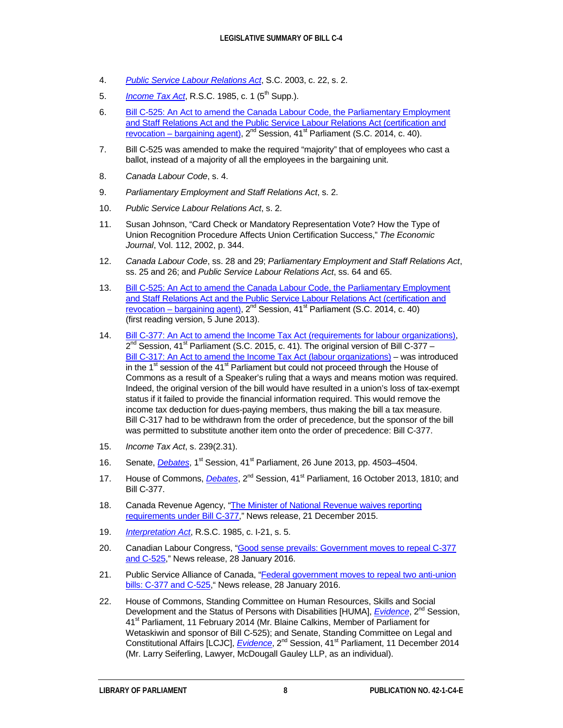4. *Public Service Labour Relations Act*, S.C. 2003, c. 22, s. 2.

5. *Income Tax Act*, R.S.C. 1985, c. 1 (5th Supp.).

6. Bill C-525: An Act to amend the Canada Labour Code, the Parliamentary Employment and Staff Relations Act and the Public Service Labour Relations Act (certification and revocation – bargaining agent), 2nd Session, 41st Parliament (S.C. 2014, c. 40).

7. Bill C-525 was amended to make the required "majority" that of employees who cast a ballot, instead of a majority of all the employees in the bargaining unit.

8. *Canada Labour Code*, s. 4.

9. *Parliamentary Employment and Staff Relations Act*, s. 2.

10. *Public Service Labour Relations Act*, s. 2.

11. Susan Johnson, "Card Check or Mandatory Representation Vote? How the Type of Union Recognition Procedure Affects Union Certification Success," *The Economic Journal*, Vol. 112, 2002, p. 344.

12. *Canada Labour Code*, ss. 28 and 29; *Parliamentary Employment and Staff Relations Act*, ss. 25 and 26; and *Public Service Labour Relations Act*, ss. 64 and 65.

13. Bill C-525: An Act to amend the Canada Labour Code, the Parliamentary Employment and Staff Relations Act and the Public Service Labour Relations Act (certification and revocation – bargaining agent), 2nd Session, 41st Parliament (S.C. 2014, c. 40) (first reading version, 5 June 2013).

14. Bill C-377: An Act to amend the Income Tax Act (requirements for labour organizations), 2nd Session, 41st Parliament (S.C. 2015, c. 41). The original version of Bill C-377 – Bill C-317: An Act to amend the Income Tax Act (labour organizations) – was introduced in the 1st session of the 41st Parliament but could not proceed through the House of Commons as a result of a Speaker's ruling that a ways and means motion was required. Indeed, the original version of the bill would have resulted in a union's loss of tax-exempt status if it failed to provide the financial information required. This would remove the income tax deduction for dues-paying members, thus making the bill a tax measure. Bill C-317 had to be withdrawn from the order of precedence, but the sponsor of the bill was permitted to substitute another item onto the order of precedence: Bill C-377.

15. *Income Tax Act*, s. 239(2.31).

16. Senate, *Debates*, 1st Session, 41st Parliament, 26 June 2013, pp. 4503–4504.

17. House of Commons, *Debates*, 2nd Session, 41st Parliament, 16 October 2013, 1810; and Bill C-377.

18. Canada Revenue Agency, "The Minister of National Revenue waives reporting requirements under Bill C-377," News release, 21 December 2015.

19. *Interpretation Act*, R.S.C. 1985, c. I-21, s. 5.

20. Canadian Labour Congress, "Good sense prevails: Government moves to repeal C-377 and C-525," News release, 28 January 2016.

21. Public Service Alliance of Canada, "Federal government moves to repeal two anti-union bills: C-377 and C-525," News release, 28 January 2016.

22. House of Commons, Standing Committee on Human Resources, Skills and Social Development and the Status of Persons with Disabilities [HUMA], *Evidence*, 2nd Session, 41st Parliament, 11 February 2014 (Mr. Blaine Calkins, Member of Parliament for Wetaskiwin and sponsor of Bill C-525); and Senate, Standing Committee on Legal and Constitutional Affairs [LCJC], *Evidence*, 2nd Session, 41st Parliament, 11 December 2014 (Mr. Larry Seiferling, Lawyer, McDougall Gauley LLP, as an individual).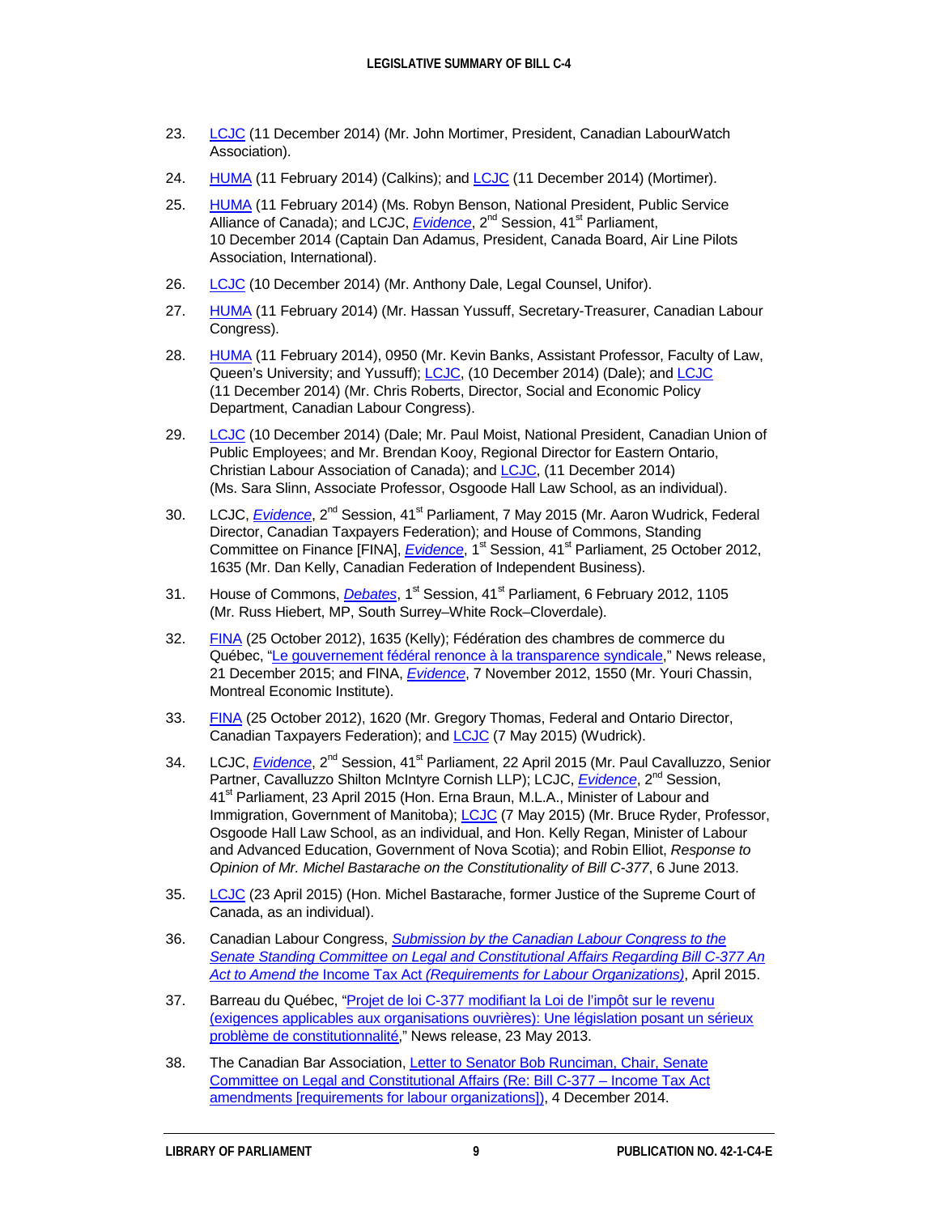23. LCJC (11 December 2014) (Mr. John Mortimer, President, Canadian LabourWatch Association).

24. HUMA (11 February 2014) (Calkins); and LCJC (11 December 2014) (Mortimer).

25. HUMA (11 February 2014) (Ms. Robyn Benson, National President, Public Service Alliance of Canada); and LCJC, *Evidence*, 2nd Session, 41st Parliament, 10 December 2014 (Captain Dan Adamus, President, Canada Board, Air Line Pilots Association, International).

26. LCJC (10 December 2014) (Mr. Anthony Dale, Legal Counsel, Unifor).

27. HUMA (11 February 2014) (Mr. Hassan Yussuff, Secretary-Treasurer, Canadian Labour Congress).

28. HUMA (11 February 2014), 0950 (Mr. Kevin Banks, Assistant Professor, Faculty of Law, Queen's University; and Yussuff); LCJC, (10 December 2014) (Dale); and LCJC (11 December 2014) (Mr. Chris Roberts, Director, Social and Economic Policy Department, Canadian Labour Congress).

29. LCJC (10 December 2014) (Dale; Mr. Paul Moist, National President, Canadian Union of Public Employees; and Mr. Brendan Kooy, Regional Director for Eastern Ontario, Christian Labour Association of Canada); and LCJC, (11 December 2014) (Ms. Sara Slinn, Associate Professor, Osgoode Hall Law School, as an individual).

30. LCJC, *Evidence*, 2nd Session, 41st Parliament, 7 May 2015 (Mr. Aaron Wudrick, Federal Director, Canadian Taxpayers Federation); and House of Commons, Standing Committee on Finance [FINA], *Evidence*, 1st Session, 41st Parliament, 25 October 2012, 1635 (Mr. Dan Kelly, Canadian Federation of Independent Business).

31. House of Commons, *Debates*, 1st Session, 41st Parliament, 6 February 2012, 1105 (Mr. Russ Hiebert, MP, South Surrey–White Rock–Cloverdale).

32. FINA (25 October 2012), 1635 (Kelly); Fédération des chambres de commerce du Québec, "Le gouvernement fédéral renonce à la transparence syndicale," News release, 21 December 2015; and FINA, *Evidence*, 7 November 2012, 1550 (Mr. Youri Chassin, Montreal Economic Institute).

33. FINA (25 October 2012), 1620 (Mr. Gregory Thomas, Federal and Ontario Director, Canadian Taxpayers Federation); and LCJC (7 May 2015) (Wudrick).

34. LCJC, *Evidence*, 2nd Session, 41st Parliament, 22 April 2015 (Mr. Paul Cavalluzzo, Senior Partner, Cavalluzzo Shilton McIntyre Cornish LLP); LCJC, *Evidence*, 2nd Session, 41st Parliament, 23 April 2015 (Hon. Erna Braun, M.L.A., Minister of Labour and Immigration, Government of Manitoba); LCJC (7 May 2015) (Mr. Bruce Ryder, Professor, Osgoode Hall Law School, as an individual, and Hon. Kelly Regan, Minister of Labour and Advanced Education, Government of Nova Scotia); and Robin Elliot, *Response to Opinion of Mr. Michel Bastarache on the Constitutionality of Bill C-377*, 6 June 2013.

35. LCJC (23 April 2015) (Hon. Michel Bastarache, former Justice of the Supreme Court of Canada, as an individual).

36. Canadian Labour Congress, *Submission by the Canadian Labour Congress to the Senate Standing Committee on Legal and Constitutional Affairs Regarding Bill C-377 An Act to Amend the* Income Tax Act *(Requirements for Labour Organizations)*, April 2015.

37. Barreau du Québec, "Projet de loi C-377 modifiant la Loi de l'impôt sur le revenu (exigences applicables aux organisations ouvrières): Une législation posant un sérieux problème de constitutionnalité," News release, 23 May 2013.

38. The Canadian Bar Association, Letter to Senator Bob Runciman, Chair, Senate Committee on Legal and Constitutional Affairs (Re: Bill C-377 – Income Tax Act amendments [requirements for labour organizations]), 4 December 2014.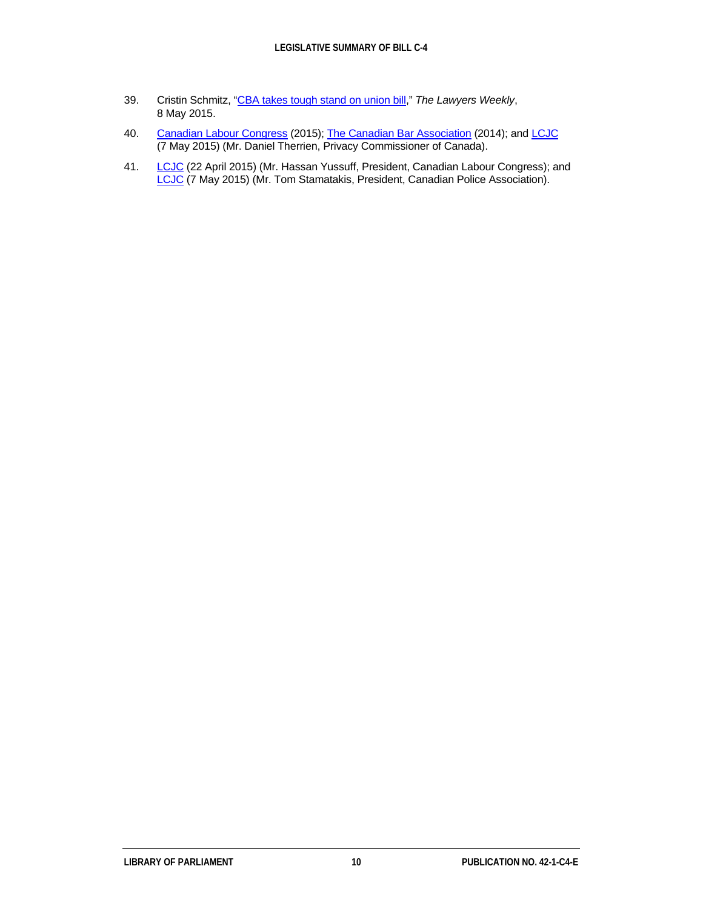39. Cristin Schmitz, "CBA takes tough stand on union bill," *The Lawyers Weekly*, 8 May 2015.

40. Canadian Labour Congress (2015); The Canadian Bar Association (2014); and LCJC (7 May 2015) (Mr. Daniel Therrien, Privacy Commissioner of Canada).

41. LCJC (22 April 2015) (Mr. Hassan Yussuff, President, Canadian Labour Congress); and LCJC (7 May 2015) (Mr. Tom Stamatakis, President, Canadian Police Association).